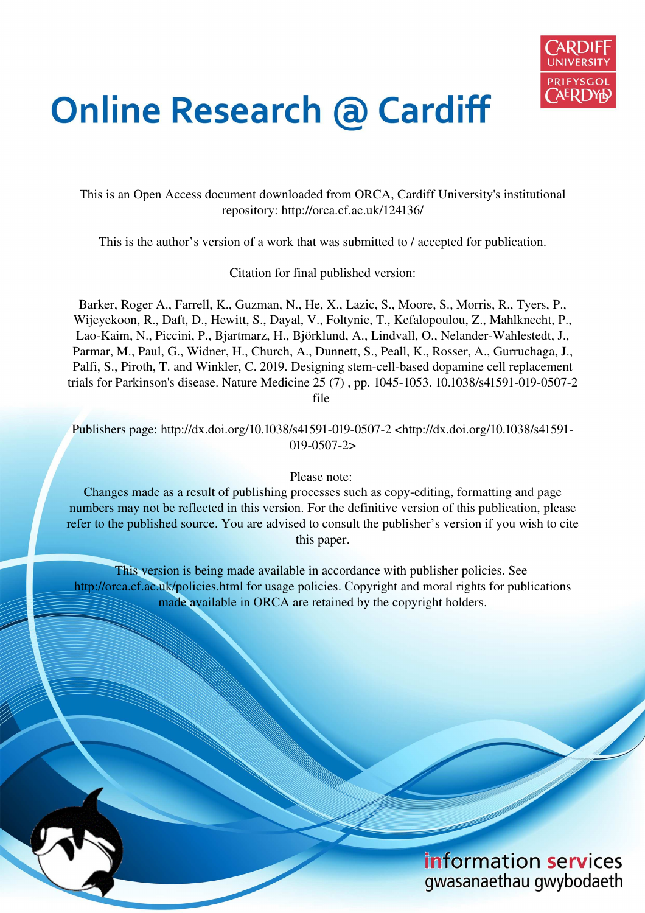# Online Research @ Cardiff

This is an Open Access document downloaded from ORCA, Cardiff University's institutional repository: http://orca.cf.ac.uk/124136/

This is the author's version of a work that was submitted to / accepted for publication.

Citation for final published version:

Barker, Roger A., Farrell, K., Guzman, N., He, X., Lazic, S., Moore, S., Morris, R., Tyers, P., Wijeyekoon, R., Daft, D., Hewitt, S., Dayal, V., Foltynie, T., Kefalopoulou, Z., Mahlknecht, P., Lao-Kaim, N., Piccini, P., Bjartmarz, H., Björklund, A., Lindvall, O., Nelander-Wahlestedt, J., Parmar, M., Paul, G., Widner, H., Church, A., Dunnett, S., Peall, K., Rosser, A., Gurruchaga, J., Palfi, S., Piroth, T. and Winkler, C. 2019. Designing stem-cell-based dopamine cell replacement trials for Parkinson's disease. Nature Medicine 25 (7) , pp. 1045-1053. 10.1038/s41591-019-0507-2 file

Publishers page: http://dx.doi.org/10.1038/s41591-019-0507-2 <http://dx.doi.org/10.1038/s41591-019-0507-2>

Please note:
Changes made as a result of publishing processes such as copy-editing, formatting and page numbers may not be reflected in this version. For the definitive version of this publication, please refer to the published source. You are advised to consult the publisher's version if you wish to cite this paper.

This version is being made available in accordance with publisher policies. See http://orca.cf.ac.uk/policies.html for usage policies. Copyright and moral rights for publications made available in ORCA are retained by the copyright holders.

information services
gwasanaethau gwybodaeth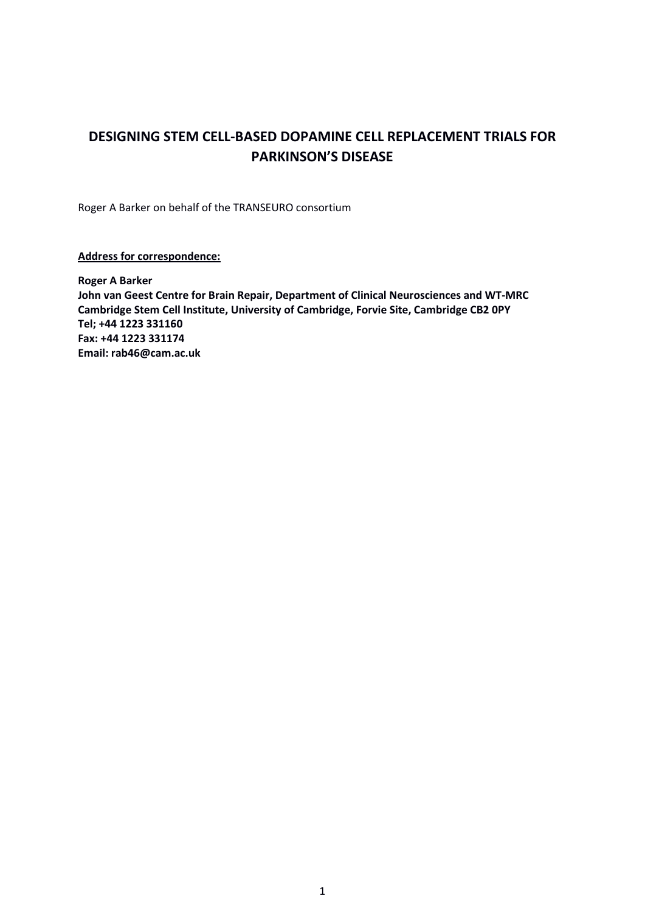# DESIGNING STEM CELL-BASED DOPAMINE CELL REPLACEMENT TRIALS FOR PARKINSON'S DISEASE

Roger A Barker on behalf of the TRANSEURO consortium

**Address for correspondence:**

**Roger A Barker**
**John van Geest Centre for Brain Repair, Department of Clinical Neurosciences and WT-MRC Cambridge Stem Cell Institute, University of Cambridge, Forvie Site, Cambridge CB2 0PY**
**Tel; +44 1223 331160**
**Fax: +44 1223 331174**
**Email: rab46@cam.ac.uk**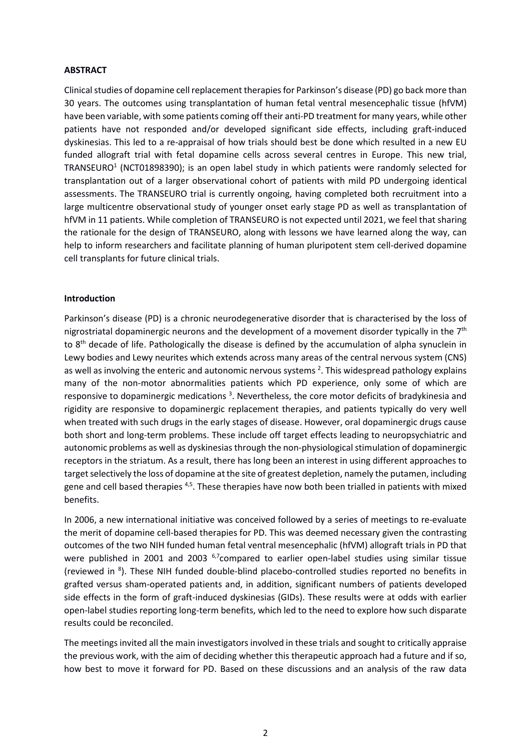**ABSTRACT**

Clinical studies of dopamine cell replacement therapies for Parkinson's disease (PD) go back more than 30 years. The outcomes using transplantation of human fetal ventral mesencephalic tissue (hfVM) have been variable, with some patients coming off their anti-PD treatment for many years, while other patients have not responded and/or developed significant side effects, including graft-induced dyskinesias. This led to a re-appraisal of how trials should best be done which resulted in a new EU funded allograft trial with fetal dopamine cells across several centres in Europe. This new trial, TRANSEURO[1] (NCT01898390); is an open label study in which patients were randomly selected for transplantation out of a larger observational cohort of patients with mild PD undergoing identical assessments. The TRANSEURO trial is currently ongoing, having completed both recruitment into a large multicentre observational study of younger onset early stage PD as well as transplantation of hfVM in 11 patients. While completion of TRANSEURO is not expected until 2021, we feel that sharing the rationale for the design of TRANSEURO, along with lessons we have learned along the way, can help to inform researchers and facilitate planning of human pluripotent stem cell-derived dopamine cell transplants for future clinical trials.

**Introduction**

Parkinson's disease (PD) is a chronic neurodegenerative disorder that is characterised by the loss of nigrostriatal dopaminergic neurons and the development of a movement disorder typically in the 7th to 8th decade of life. Pathologically the disease is defined by the accumulation of alpha synuclein in Lewy bodies and Lewy neurites which extends across many areas of the central nervous system (CNS) as well as involving the enteric and autonomic nervous systems [2]. This widespread pathology explains many of the non-motor abnormalities patients which PD experience, only some of which are responsive to dopaminergic medications [3]. Nevertheless, the core motor deficits of bradykinesia and rigidity are responsive to dopaminergic replacement therapies, and patients typically do very well when treated with such drugs in the early stages of disease. However, oral dopaminergic drugs cause both short and long-term problems. These include off target effects leading to neuropsychiatric and autonomic problems as well as dyskinesias through the non-physiological stimulation of dopaminergic receptors in the striatum. As a result, there has long been an interest in using different approaches to target selectively the loss of dopamine at the site of greatest depletion, namely the putamen, including gene and cell based therapies [4,5]. These therapies have now both been trialled in patients with mixed benefits.

In 2006, a new international initiative was conceived followed by a series of meetings to re-evaluate the merit of dopamine cell-based therapies for PD. This was deemed necessary given the contrasting outcomes of the two NIH funded human fetal ventral mesencephalic (hfVM) allograft trials in PD that were published in 2001 and 2003 [6,7]compared to earlier open-label studies using similar tissue (reviewed in [8]). These NIH funded double-blind placebo-controlled studies reported no benefits in grafted versus sham-operated patients and, in addition, significant numbers of patients developed side effects in the form of graft-induced dyskinesias (GIDs). These results were at odds with earlier open-label studies reporting long-term benefits, which led to the need to explore how such disparate results could be reconciled.

The meetings invited all the main investigators involved in these trials and sought to critically appraise the previous work, with the aim of deciding whether this therapeutic approach had a future and if so, how best to move it forward for PD. Based on these discussions and an analysis of the raw data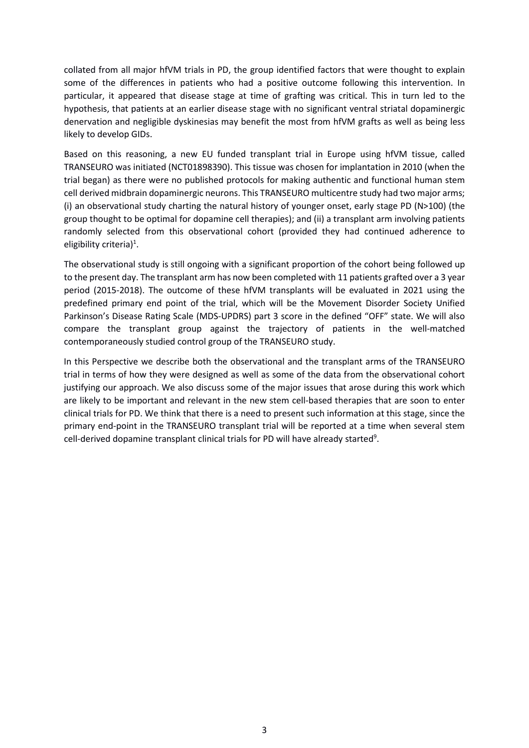collated from all major hfVM trials in PD, the group identified factors that were thought to explain some of the differences in patients who had a positive outcome following this intervention. In particular, it appeared that disease stage at time of grafting was critical. This in turn led to the hypothesis, that patients at an earlier disease stage with no significant ventral striatal dopaminergic denervation and negligible dyskinesias may benefit the most from hfVM grafts as well as being less likely to develop GIDs.

Based on this reasoning, a new EU funded transplant trial in Europe using hfVM tissue, called TRANSEURO was initiated (NCT01898390). This tissue was chosen for implantation in 2010 (when the trial began) as there were no published protocols for making authentic and functional human stem cell derived midbrain dopaminergic neurons. This TRANSEURO multicentre study had two major arms; (i) an observational study charting the natural history of younger onset, early stage PD (N>100) (the group thought to be optimal for dopamine cell therapies); and (ii) a transplant arm involving patients randomly selected from this observational cohort (provided they had continued adherence to eligibility criteria)[1].

The observational study is still ongoing with a significant proportion of the cohort being followed up to the present day. The transplant arm has now been completed with 11 patients grafted over a 3 year period (2015-2018). The outcome of these hfVM transplants will be evaluated in 2021 using the predefined primary end point of the trial, which will be the Movement Disorder Society Unified Parkinson's Disease Rating Scale (MDS-UPDRS) part 3 score in the defined "OFF" state. We will also compare the transplant group against the trajectory of patients in the well-matched contemporaneously studied control group of the TRANSEURO study.

In this Perspective we describe both the observational and the transplant arms of the TRANSEURO trial in terms of how they were designed as well as some of the data from the observational cohort justifying our approach. We also discuss some of the major issues that arose during this work which are likely to be important and relevant in the new stem cell-based therapies that are soon to enter clinical trials for PD. We think that there is a need to present such information at this stage, since the primary end-point in the TRANSEURO transplant trial will be reported at a time when several stem cell-derived dopamine transplant clinical trials for PD will have already started[9].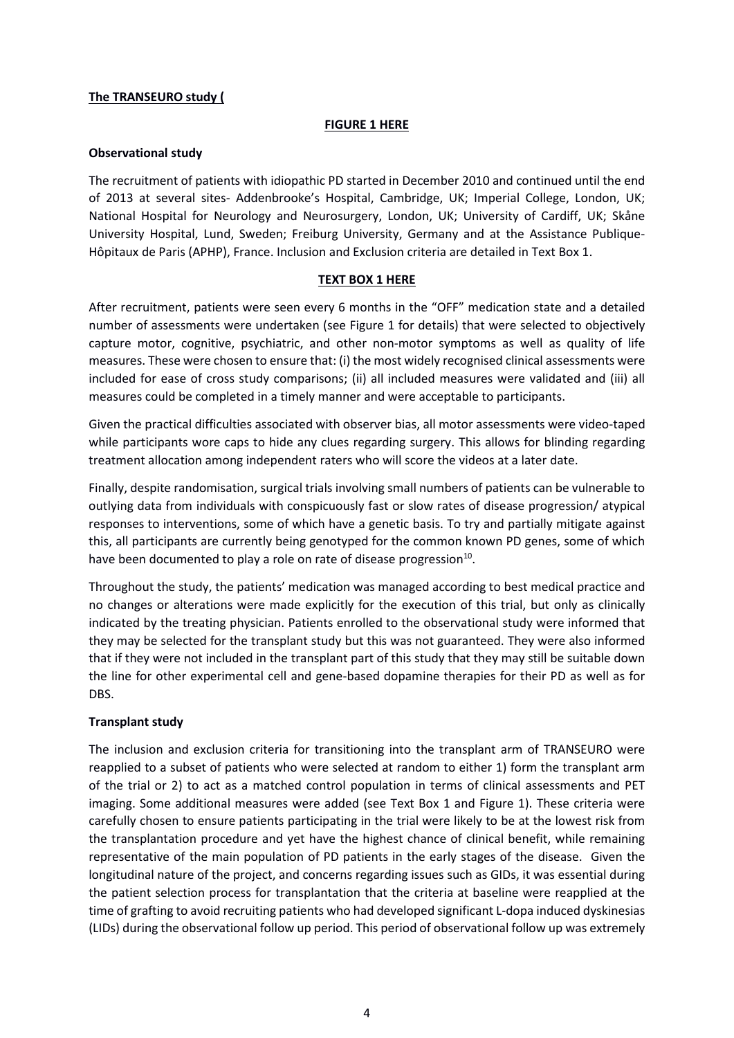**The TRANSEURO study (**

**FIGURE 1 HERE**

**Observational study**

The recruitment of patients with idiopathic PD started in December 2010 and continued until the end of 2013 at several sites- Addenbrooke's Hospital, Cambridge, UK; Imperial College, London, UK; National Hospital for Neurology and Neurosurgery, London, UK; University of Cardiff, UK; Skåne University Hospital, Lund, Sweden; Freiburg University, Germany and at the Assistance Publique-Hôpitaux de Paris (APHP), France. Inclusion and Exclusion criteria are detailed in Text Box 1.

**TEXT BOX 1 HERE**

After recruitment, patients were seen every 6 months in the "OFF" medication state and a detailed number of assessments were undertaken (see Figure 1 for details) that were selected to objectively capture motor, cognitive, psychiatric, and other non-motor symptoms as well as quality of life measures. These were chosen to ensure that: (i) the most widely recognised clinical assessments were included for ease of cross study comparisons; (ii) all included measures were validated and (iii) all measures could be completed in a timely manner and were acceptable to participants.

Given the practical difficulties associated with observer bias, all motor assessments were video-taped while participants wore caps to hide any clues regarding surgery. This allows for blinding regarding treatment allocation among independent raters who will score the videos at a later date.

Finally, despite randomisation, surgical trials involving small numbers of patients can be vulnerable to outlying data from individuals with conspicuously fast or slow rates of disease progression/ atypical responses to interventions, some of which have a genetic basis. To try and partially mitigate against this, all participants are currently being genotyped for the common known PD genes, some of which have been documented to play a role on rate of disease progression[10].

Throughout the study, the patients' medication was managed according to best medical practice and no changes or alterations were made explicitly for the execution of this trial, but only as clinically indicated by the treating physician. Patients enrolled to the observational study were informed that they may be selected for the transplant study but this was not guaranteed. They were also informed that if they were not included in the transplant part of this study that they may still be suitable down the line for other experimental cell and gene-based dopamine therapies for their PD as well as for DBS.

**Transplant study**

The inclusion and exclusion criteria for transitioning into the transplant arm of TRANSEURO were reapplied to a subset of patients who were selected at random to either 1) form the transplant arm of the trial or 2) to act as a matched control population in terms of clinical assessments and PET imaging. Some additional measures were added (see Text Box 1 and Figure 1). These criteria were carefully chosen to ensure patients participating in the trial were likely to be at the lowest risk from the transplantation procedure and yet have the highest chance of clinical benefit, while remaining representative of the main population of PD patients in the early stages of the disease. Given the longitudinal nature of the project, and concerns regarding issues such as GIDs, it was essential during the patient selection process for transplantation that the criteria at baseline were reapplied at the time of grafting to avoid recruiting patients who had developed significant L-dopa induced dyskinesias (LIDs) during the observational follow up period. This period of observational follow up was extremely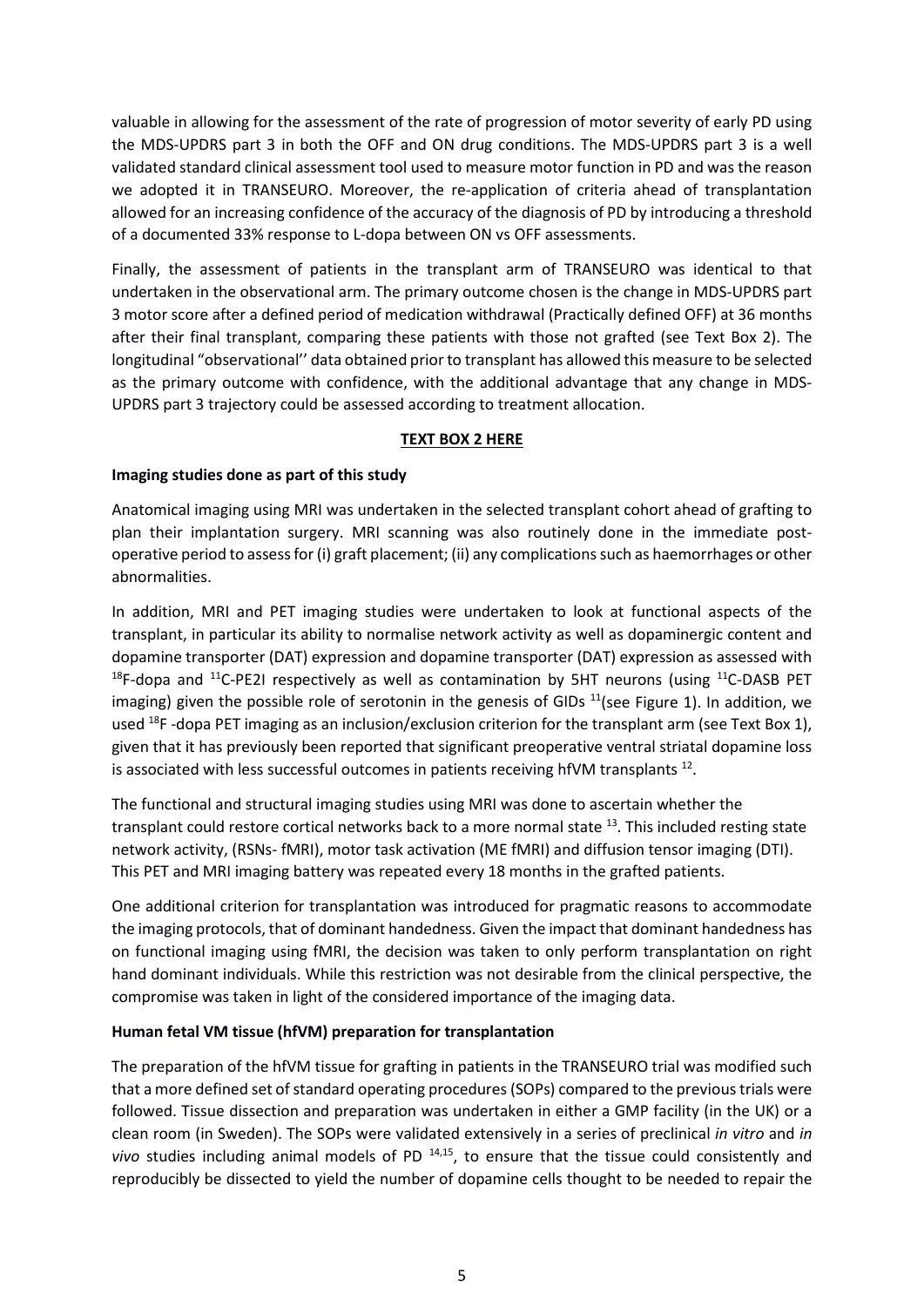valuable in allowing for the assessment of the rate of progression of motor severity of early PD using the MDS-UPDRS part 3 in both the OFF and ON drug conditions. The MDS-UPDRS part 3 is a well validated standard clinical assessment tool used to measure motor function in PD and was the reason we adopted it in TRANSEURO. Moreover, the re-application of criteria ahead of transplantation allowed for an increasing confidence of the accuracy of the diagnosis of PD by introducing a threshold of a documented 33% response to L-dopa between ON vs OFF assessments.

Finally, the assessment of patients in the transplant arm of TRANSEURO was identical to that undertaken in the observational arm. The primary outcome chosen is the change in MDS-UPDRS part 3 motor score after a defined period of medication withdrawal (Practically defined OFF) at 36 months after their final transplant, comparing these patients with those not grafted (see Text Box 2). The longitudinal "observational'' data obtained prior to transplant has allowed this measure to be selected as the primary outcome with confidence, with the additional advantage that any change in MDS-UPDRS part 3 trajectory could be assessed according to treatment allocation.

**TEXT BOX 2 HERE**

**Imaging studies done as part of this study**

Anatomical imaging using MRI was undertaken in the selected transplant cohort ahead of grafting to plan their implantation surgery. MRI scanning was also routinely done in the immediate post-operative period to assess for (i) graft placement; (ii) any complications such as haemorrhages or other abnormalities.

In addition, MRI and PET imaging studies were undertaken to look at functional aspects of the transplant, in particular its ability to normalise network activity as well as dopaminergic content and dopamine transporter (DAT) expression and dopamine transporter (DAT) expression as assessed with $^{18}$F-dopa and $^{11}$C-PE2I respectively as well as contamination by 5HT neurons (using $^{11}$C-DASB PET imaging) given the possible role of serotonin in the genesis of GIDs [11](see Figure 1). In addition, we used $^{18}$F -dopa PET imaging as an inclusion/exclusion criterion for the transplant arm (see Text Box 1), given that it has previously been reported that significant preoperative ventral striatal dopamine loss is associated with less successful outcomes in patients receiving hfVM transplants [12].

The functional and structural imaging studies using MRI was done to ascertain whether the transplant could restore cortical networks back to a more normal state [13]. This included resting state network activity, (RSNs- fMRI), motor task activation (ME fMRI) and diffusion tensor imaging (DTI). This PET and MRI imaging battery was repeated every 18 months in the grafted patients.

One additional criterion for transplantation was introduced for pragmatic reasons to accommodate the imaging protocols, that of dominant handedness. Given the impact that dominant handedness has on functional imaging using fMRI, the decision was taken to only perform transplantation on right hand dominant individuals. While this restriction was not desirable from the clinical perspective, the compromise was taken in light of the considered importance of the imaging data.

**Human fetal VM tissue (hfVM) preparation for transplantation**

The preparation of the hfVM tissue for grafting in patients in the TRANSEURO trial was modified such that a more defined set of standard operating procedures (SOPs) compared to the previous trials were followed. Tissue dissection and preparation was undertaken in either a GMP facility (in the UK) or a clean room (in Sweden). The SOPs were validated extensively in a series of preclinical *in vitro* and *in vivo* studies including animal models of PD [14,15], to ensure that the tissue could consistently and reproducibly be dissected to yield the number of dopamine cells thought to be needed to repair the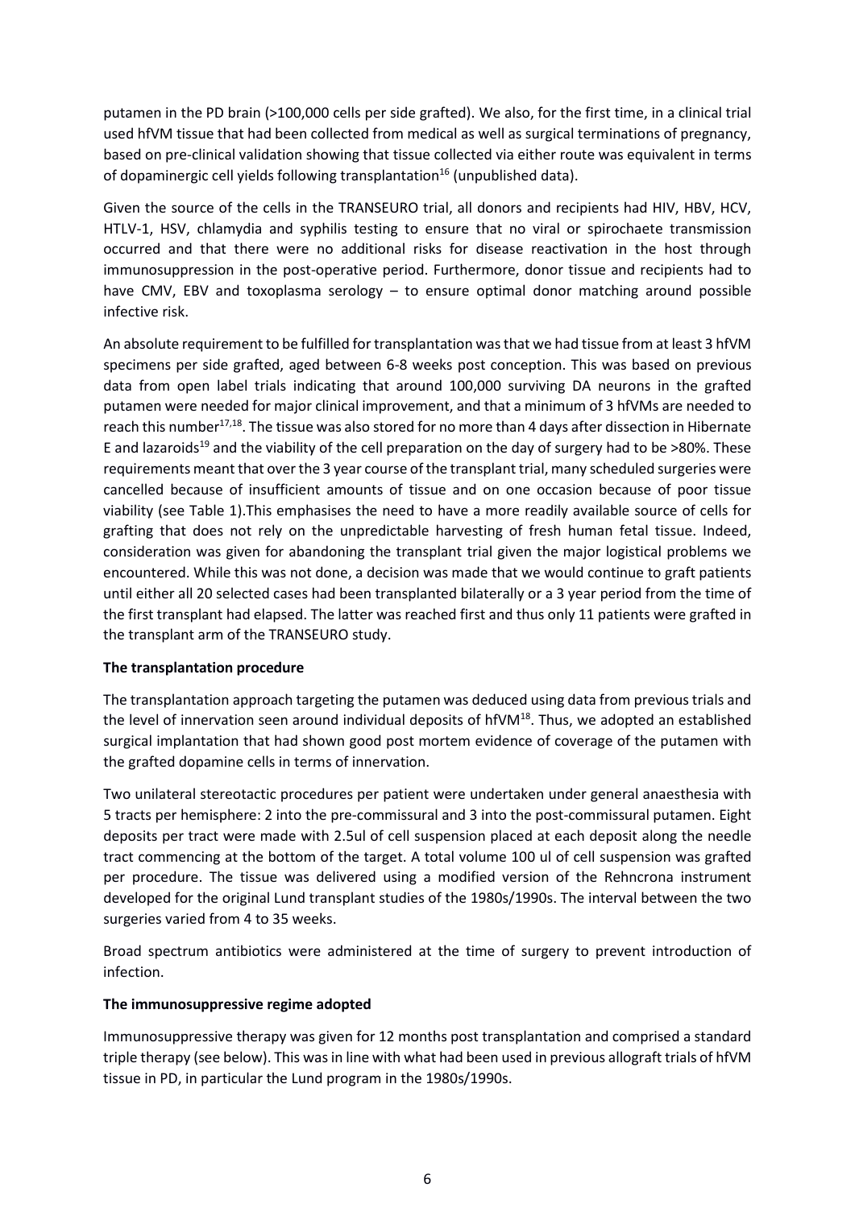putamen in the PD brain (>100,000 cells per side grafted). We also, for the first time, in a clinical trial used hfVM tissue that had been collected from medical as well as surgical terminations of pregnancy, based on pre-clinical validation showing that tissue collected via either route was equivalent in terms of dopaminergic cell yields following transplantation[16] (unpublished data).

Given the source of the cells in the TRANSEURO trial, all donors and recipients had HIV, HBV, HCV, HTLV-1, HSV, chlamydia and syphilis testing to ensure that no viral or spirochaete transmission occurred and that there were no additional risks for disease reactivation in the host through immunosuppression in the post-operative period. Furthermore, donor tissue and recipients had to have CMV, EBV and toxoplasma serology – to ensure optimal donor matching around possible infective risk.

An absolute requirement to be fulfilled for transplantation was that we had tissue from at least 3 hfVM specimens per side grafted, aged between 6-8 weeks post conception. This was based on previous data from open label trials indicating that around 100,000 surviving DA neurons in the grafted putamen were needed for major clinical improvement, and that a minimum of 3 hfVMs are needed to reach this number[17,18]. The tissue was also stored for no more than 4 days after dissection in Hibernate E and lazaroids[19] and the viability of the cell preparation on the day of surgery had to be >80%. These requirements meant that over the 3 year course of the transplant trial, many scheduled surgeries were cancelled because of insufficient amounts of tissue and on one occasion because of poor tissue viability (see Table 1).This emphasises the need to have a more readily available source of cells for grafting that does not rely on the unpredictable harvesting of fresh human fetal tissue. Indeed, consideration was given for abandoning the transplant trial given the major logistical problems we encountered. While this was not done, a decision was made that we would continue to graft patients until either all 20 selected cases had been transplanted bilaterally or a 3 year period from the time of the first transplant had elapsed. The latter was reached first and thus only 11 patients were grafted in the transplant arm of the TRANSEURO study.

**The transplantation procedure**

The transplantation approach targeting the putamen was deduced using data from previous trials and the level of innervation seen around individual deposits of hfVM[18]. Thus, we adopted an established surgical implantation that had shown good post mortem evidence of coverage of the putamen with the grafted dopamine cells in terms of innervation.

Two unilateral stereotactic procedures per patient were undertaken under general anaesthesia with 5 tracts per hemisphere: 2 into the pre-commissural and 3 into the post-commissural putamen. Eight deposits per tract were made with 2.5ul of cell suspension placed at each deposit along the needle tract commencing at the bottom of the target. A total volume 100 ul of cell suspension was grafted per procedure. The tissue was delivered using a modified version of the Rehncrona instrument developed for the original Lund transplant studies of the 1980s/1990s. The interval between the two surgeries varied from 4 to 35 weeks.

Broad spectrum antibiotics were administered at the time of surgery to prevent introduction of infection.

**The immunosuppressive regime adopted**

Immunosuppressive therapy was given for 12 months post transplantation and comprised a standard triple therapy (see below). This was in line with what had been used in previous allograft trials of hfVM tissue in PD, in particular the Lund program in the 1980s/1990s.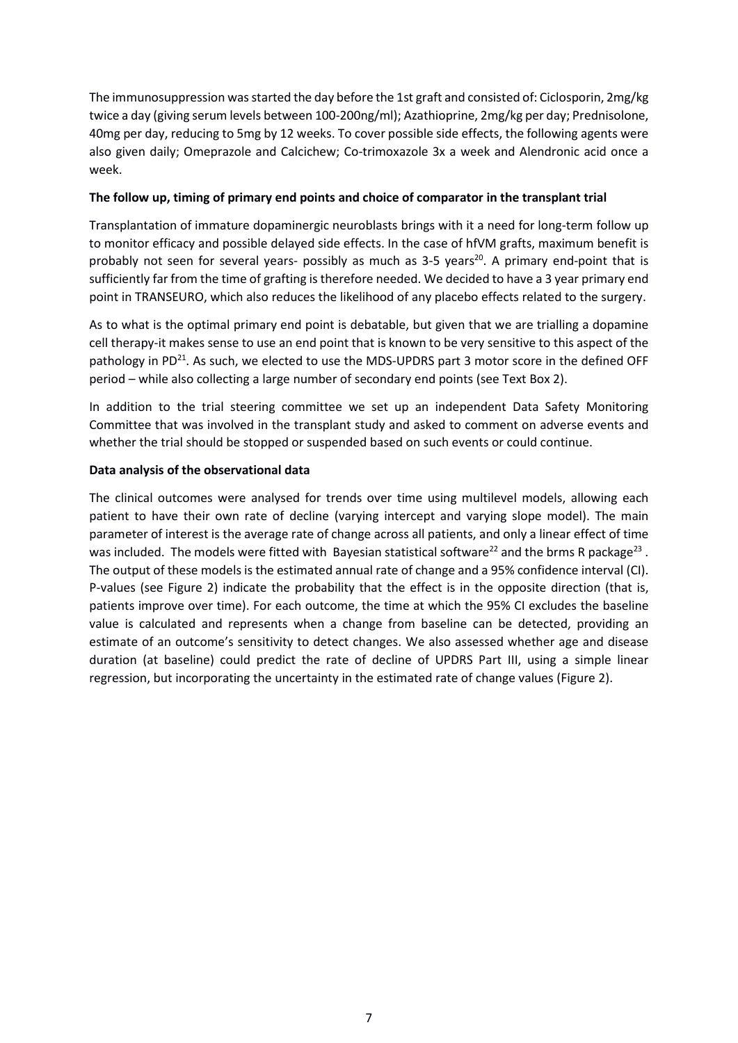The immunosuppression was started the day before the 1st graft and consisted of: Ciclosporin, 2mg/kg twice a day (giving serum levels between 100-200ng/ml); Azathioprine, 2mg/kg per day; Prednisolone, 40mg per day, reducing to 5mg by 12 weeks. To cover possible side effects, the following agents were also given daily; Omeprazole and Calcichew; Co-trimoxazole 3x a week and Alendronic acid once a week.

**The follow up, timing of primary end points and choice of comparator in the transplant trial**

Transplantation of immature dopaminergic neuroblasts brings with it a need for long-term follow up to monitor efficacy and possible delayed side effects. In the case of hfVM grafts, maximum benefit is probably not seen for several years- possibly as much as 3-5 years[20]. A primary end-point that is sufficiently far from the time of grafting is therefore needed. We decided to have a 3 year primary end point in TRANSEURO, which also reduces the likelihood of any placebo effects related to the surgery.

As to what is the optimal primary end point is debatable, but given that we are trialling a dopamine cell therapy-it makes sense to use an end point that is known to be very sensitive to this aspect of the pathology in PD[21]. As such, we elected to use the MDS-UPDRS part 3 motor score in the defined OFF period – while also collecting a large number of secondary end points (see Text Box 2).

In addition to the trial steering committee we set up an independent Data Safety Monitoring Committee that was involved in the transplant study and asked to comment on adverse events and whether the trial should be stopped or suspended based on such events or could continue.

**Data analysis of the observational data**

The clinical outcomes were analysed for trends over time using multilevel models, allowing each patient to have their own rate of decline (varying intercept and varying slope model). The main parameter of interest is the average rate of change across all patients, and only a linear effect of time was included. The models were fitted with Bayesian statistical software[22] and the brms R package[23]. The output of these models is the estimated annual rate of change and a 95% confidence interval (CI). P-values (see Figure 2) indicate the probability that the effect is in the opposite direction (that is, patients improve over time). For each outcome, the time at which the 95% CI excludes the baseline value is calculated and represents when a change from baseline can be detected, providing an estimate of an outcome's sensitivity to detect changes. We also assessed whether age and disease duration (at baseline) could predict the rate of decline of UPDRS Part III, using a simple linear regression, but incorporating the uncertainty in the estimated rate of change values (Figure 2).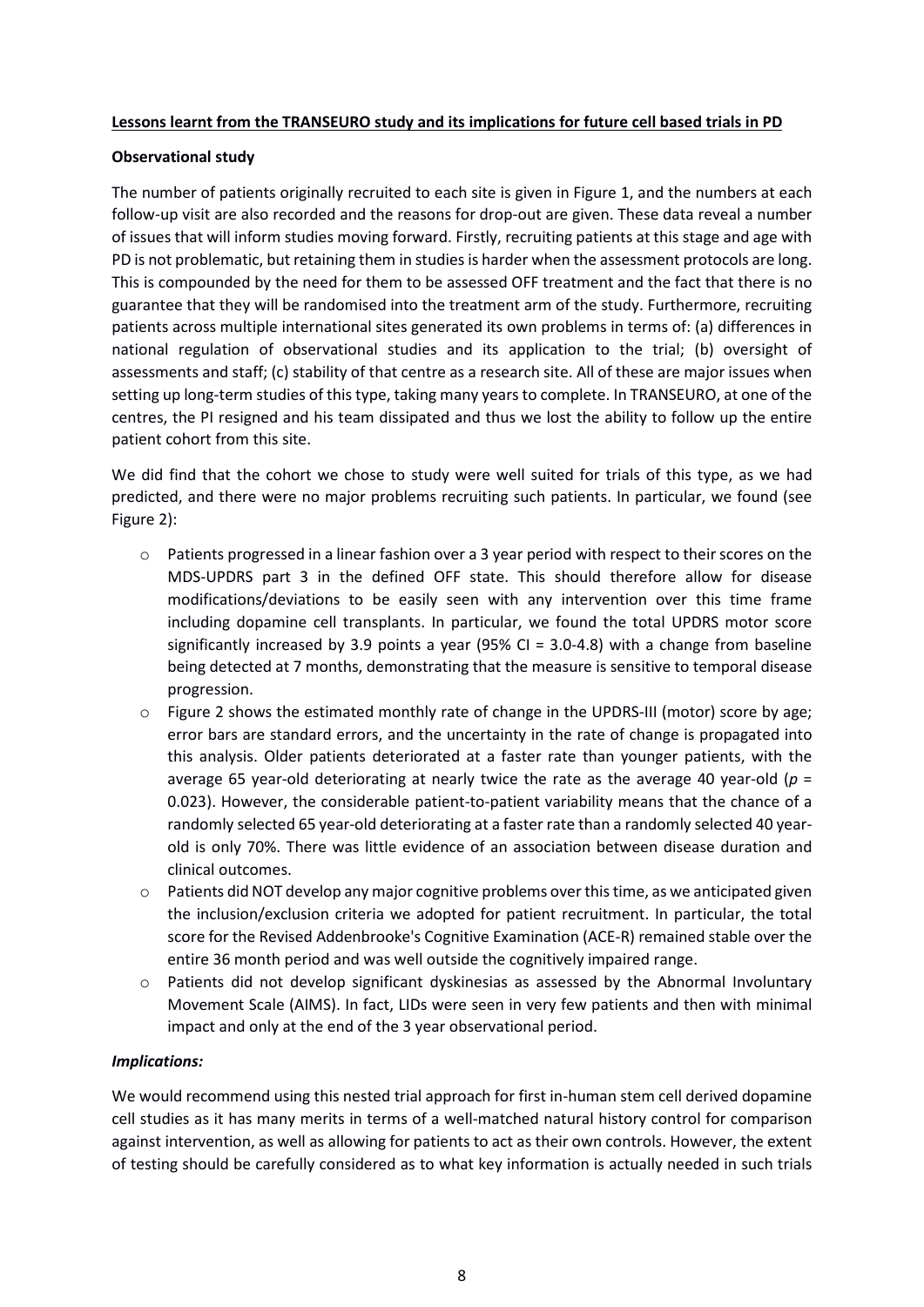**Lessons learnt from the TRANSEURO study and its implications for future cell based trials in PD**

**Observational study**

The number of patients originally recruited to each site is given in Figure 1, and the numbers at each follow-up visit are also recorded and the reasons for drop-out are given. These data reveal a number of issues that will inform studies moving forward. Firstly, recruiting patients at this stage and age with PD is not problematic, but retaining them in studies is harder when the assessment protocols are long. This is compounded by the need for them to be assessed OFF treatment and the fact that there is no guarantee that they will be randomised into the treatment arm of the study. Furthermore, recruiting patients across multiple international sites generated its own problems in terms of: (a) differences in national regulation of observational studies and its application to the trial; (b) oversight of assessments and staff; (c) stability of that centre as a research site. All of these are major issues when setting up long-term studies of this type, taking many years to complete. In TRANSEURO, at one of the centres, the PI resigned and his team dissipated and thus we lost the ability to follow up the entire patient cohort from this site.

We did find that the cohort we chose to study were well suited for trials of this type, as we had predicted, and there were no major problems recruiting such patients. In particular, we found (see Figure 2):

- Patients progressed in a linear fashion over a 3 year period with respect to their scores on the MDS-UPDRS part 3 in the defined OFF state. This should therefore allow for disease modifications/deviations to be easily seen with any intervention over this time frame including dopamine cell transplants. In particular, we found the total UPDRS motor score significantly increased by 3.9 points a year (95% CI = 3.0-4.8) with a change from baseline being detected at 7 months, demonstrating that the measure is sensitive to temporal disease progression.
- Figure 2 shows the estimated monthly rate of change in the UPDRS-III (motor) score by age; error bars are standard errors, and the uncertainty in the rate of change is propagated into this analysis. Older patients deteriorated at a faster rate than younger patients, with the average 65 year-old deteriorating at nearly twice the rate as the average 40 year-old ($p$ = 0.023). However, the considerable patient-to-patient variability means that the chance of a randomly selected 65 year-old deteriorating at a faster rate than a randomly selected 40 year-old is only 70%. There was little evidence of an association between disease duration and clinical outcomes.
- Patients did NOT develop any major cognitive problems over this time, as we anticipated given the inclusion/exclusion criteria we adopted for patient recruitment. In particular, the total score for the Revised Addenbrooke's Cognitive Examination (ACE-R) remained stable over the entire 36 month period and was well outside the cognitively impaired range.
- Patients did not develop significant dyskinesias as assessed by the Abnormal Involuntary Movement Scale (AIMS). In fact, LIDs were seen in very few patients and then with minimal impact and only at the end of the 3 year observational period.

***Implications:***

We would recommend using this nested trial approach for first in-human stem cell derived dopamine cell studies as it has many merits in terms of a well-matched natural history control for comparison against intervention, as well as allowing for patients to act as their own controls. However, the extent of testing should be carefully considered as to what key information is actually needed in such trials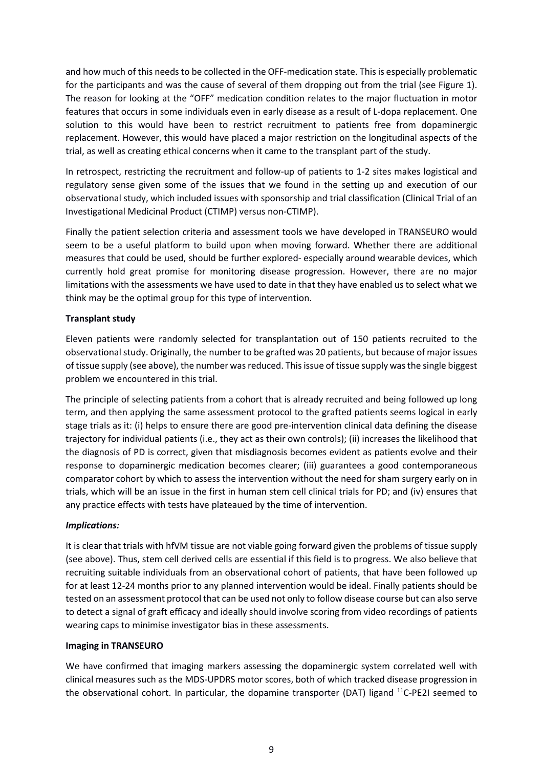and how much of this needs to be collected in the OFF-medication state. This is especially problematic for the participants and was the cause of several of them dropping out from the trial (see Figure 1). The reason for looking at the "OFF" medication condition relates to the major fluctuation in motor features that occurs in some individuals even in early disease as a result of L-dopa replacement. One solution to this would have been to restrict recruitment to patients free from dopaminergic replacement. However, this would have placed a major restriction on the longitudinal aspects of the trial, as well as creating ethical concerns when it came to the transplant part of the study.

In retrospect, restricting the recruitment and follow-up of patients to 1-2 sites makes logistical and regulatory sense given some of the issues that we found in the setting up and execution of our observational study, which included issues with sponsorship and trial classification (Clinical Trial of an Investigational Medicinal Product (CTIMP) versus non-CTIMP).

Finally the patient selection criteria and assessment tools we have developed in TRANSEURO would seem to be a useful platform to build upon when moving forward. Whether there are additional measures that could be used, should be further explored- especially around wearable devices, which currently hold great promise for monitoring disease progression. However, there are no major limitations with the assessments we have used to date in that they have enabled us to select what we think may be the optimal group for this type of intervention.

**Transplant study**

Eleven patients were randomly selected for transplantation out of 150 patients recruited to the observational study. Originally, the number to be grafted was 20 patients, but because of major issues of tissue supply (see above), the number was reduced. This issue of tissue supply was the single biggest problem we encountered in this trial.

The principle of selecting patients from a cohort that is already recruited and being followed up long term, and then applying the same assessment protocol to the grafted patients seems logical in early stage trials as it: (i) helps to ensure there are good pre-intervention clinical data defining the disease trajectory for individual patients (i.e., they act as their own controls); (ii) increases the likelihood that the diagnosis of PD is correct, given that misdiagnosis becomes evident as patients evolve and their response to dopaminergic medication becomes clearer; (iii) guarantees a good contemporaneous comparator cohort by which to assess the intervention without the need for sham surgery early on in trials, which will be an issue in the first in human stem cell clinical trials for PD; and (iv) ensures that any practice effects with tests have plateaued by the time of intervention.

***Implications:***

It is clear that trials with hfVM tissue are not viable going forward given the problems of tissue supply (see above). Thus, stem cell derived cells are essential if this field is to progress. We also believe that recruiting suitable individuals from an observational cohort of patients, that have been followed up for at least 12-24 months prior to any planned intervention would be ideal. Finally patients should be tested on an assessment protocol that can be used not only to follow disease course but can also serve to detect a signal of graft efficacy and ideally should involve scoring from video recordings of patients wearing caps to minimise investigator bias in these assessments.

**Imaging in TRANSEURO**

We have confirmed that imaging markers assessing the dopaminergic system correlated well with clinical measures such as the MDS-UPDRS motor scores, both of which tracked disease progression in the observational cohort. In particular, the dopamine transporter (DAT) ligand $^{11}$C-PE2I seemed to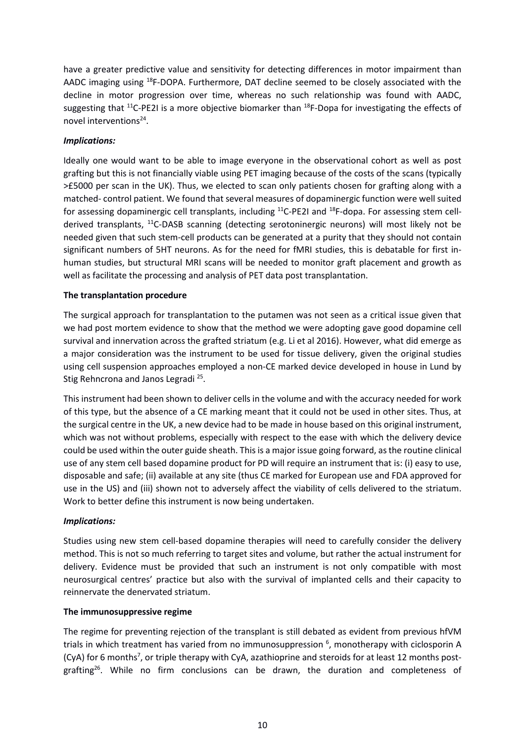have a greater predictive value and sensitivity for detecting differences in motor impairment than AADC imaging using $^{18}$F-DOPA. Furthermore, DAT decline seemed to be closely associated with the decline in motor progression over time, whereas no such relationship was found with AADC, suggesting that $^{11}$C-PE2I is a more objective biomarker than $^{18}$F-Dopa for investigating the effects of novel interventions[24].

***Implications:***

Ideally one would want to be able to image everyone in the observational cohort as well as post grafting but this is not financially viable using PET imaging because of the costs of the scans (typically >£5000 per scan in the UK). Thus, we elected to scan only patients chosen for grafting along with a matched- control patient. We found that several measures of dopaminergic function were well suited for assessing dopaminergic cell transplants, including $^{11}$C-PE2I and $^{18}$F-dopa. For assessing stem cell-derived transplants, $^{11}$C-DASB scanning (detecting serotoninergic neurons) will most likely not be needed given that such stem-cell products can be generated at a purity that they should not contain significant numbers of 5HT neurons. As for the need for fMRI studies, this is debatable for first in-human studies, but structural MRI scans will be needed to monitor graft placement and growth as well as facilitate the processing and analysis of PET data post transplantation.

**The transplantation procedure**

The surgical approach for transplantation to the putamen was not seen as a critical issue given that we had post mortem evidence to show that the method we were adopting gave good dopamine cell survival and innervation across the grafted striatum (e.g. Li et al 2016). However, what did emerge as a major consideration was the instrument to be used for tissue delivery, given the original studies using cell suspension approaches employed a non-CE marked device developed in house in Lund by Stig Rehncrona and Janos Legradi [25].

This instrument had been shown to deliver cells in the volume and with the accuracy needed for work of this type, but the absence of a CE marking meant that it could not be used in other sites. Thus, at the surgical centre in the UK, a new device had to be made in house based on this original instrument, which was not without problems, especially with respect to the ease with which the delivery device could be used within the outer guide sheath. This is a major issue going forward, as the routine clinical use of any stem cell based dopamine product for PD will require an instrument that is: (i) easy to use, disposable and safe; (ii) available at any site (thus CE marked for European use and FDA approved for use in the US) and (iii) shown not to adversely affect the viability of cells delivered to the striatum. Work to better define this instrument is now being undertaken.

***Implications:***

Studies using new stem cell-based dopamine therapies will need to carefully consider the delivery method. This is not so much referring to target sites and volume, but rather the actual instrument for delivery. Evidence must be provided that such an instrument is not only compatible with most neurosurgical centres' practice but also with the survival of implanted cells and their capacity to reinnervate the denervated striatum.

**The immunosuppressive regime**

The regime for preventing rejection of the transplant is still debated as evident from previous hfVM trials in which treatment has varied from no immunosuppression [6], monotherapy with ciclosporin A (CyA) for 6 months[7], or triple therapy with CyA, azathioprine and steroids for at least 12 months post-grafting[26]. While no firm conclusions can be drawn, the duration and completeness of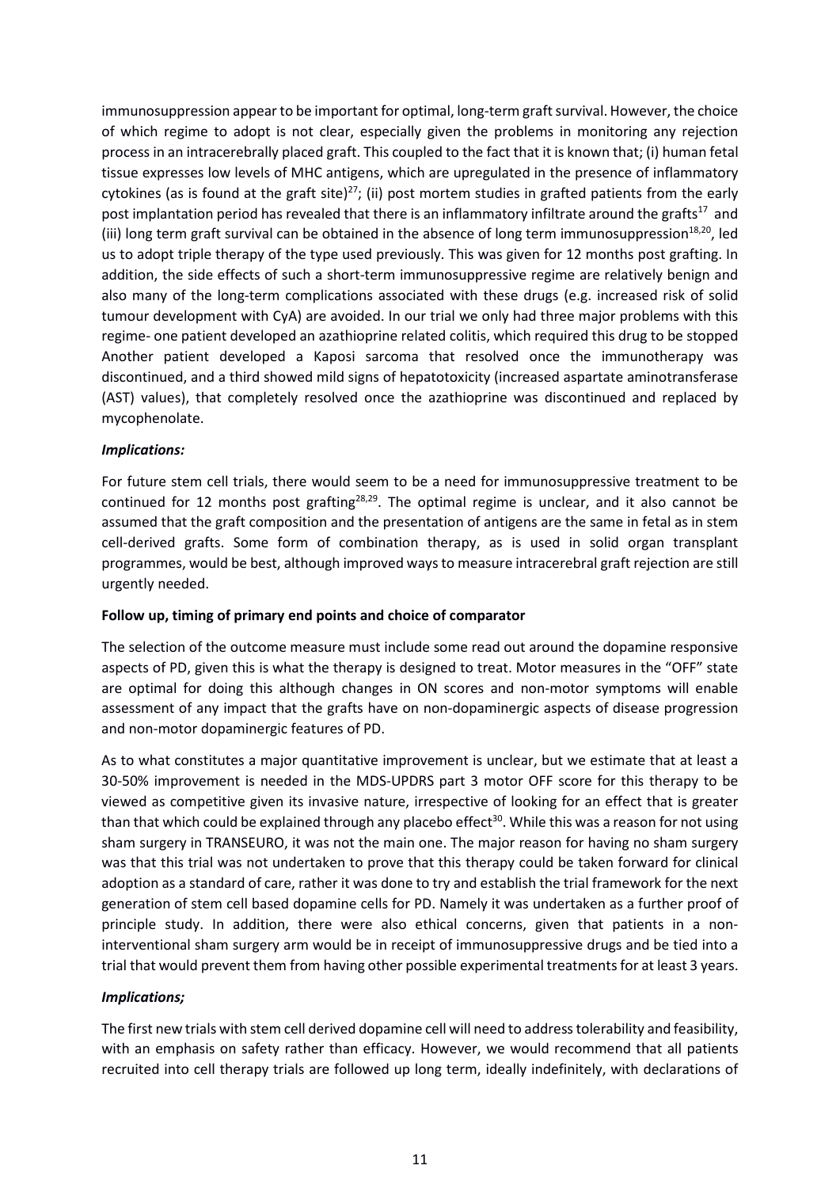immunosuppression appear to be important for optimal, long-term graft survival. However, the choice of which regime to adopt is not clear, especially given the problems in monitoring any rejection process in an intracerebrally placed graft. This coupled to the fact that it is known that; (i) human fetal tissue expresses low levels of MHC antigens, which are upregulated in the presence of inflammatory cytokines (as is found at the graft site)[27]; (ii) post mortem studies in grafted patients from the early post implantation period has revealed that there is an inflammatory infiltrate around the grafts[17] and (iii) long term graft survival can be obtained in the absence of long term immunosuppression[18,20], led us to adopt triple therapy of the type used previously. This was given for 12 months post grafting. In addition, the side effects of such a short-term immunosuppressive regime are relatively benign and also many of the long-term complications associated with these drugs (e.g. increased risk of solid tumour development with CyA) are avoided. In our trial we only had three major problems with this regime- one patient developed an azathioprine related colitis, which required this drug to be stopped Another patient developed a Kaposi sarcoma that resolved once the immunotherapy was discontinued, and a third showed mild signs of hepatotoxicity (increased aspartate aminotransferase (AST) values), that completely resolved once the azathioprine was discontinued and replaced by mycophenolate.

***Implications:***

For future stem cell trials, there would seem to be a need for immunosuppressive treatment to be continued for 12 months post grafting[28,29]. The optimal regime is unclear, and it also cannot be assumed that the graft composition and the presentation of antigens are the same in fetal as in stem cell-derived grafts. Some form of combination therapy, as is used in solid organ transplant programmes, would be best, although improved ways to measure intracerebral graft rejection are still urgently needed.

**Follow up, timing of primary end points and choice of comparator**

The selection of the outcome measure must include some read out around the dopamine responsive aspects of PD, given this is what the therapy is designed to treat. Motor measures in the "OFF" state are optimal for doing this although changes in ON scores and non-motor symptoms will enable assessment of any impact that the grafts have on non-dopaminergic aspects of disease progression and non-motor dopaminergic features of PD.

As to what constitutes a major quantitative improvement is unclear, but we estimate that at least a 30-50% improvement is needed in the MDS-UPDRS part 3 motor OFF score for this therapy to be viewed as competitive given its invasive nature, irrespective of looking for an effect that is greater than that which could be explained through any placebo effect[30]. While this was a reason for not using sham surgery in TRANSEURO, it was not the main one. The major reason for having no sham surgery was that this trial was not undertaken to prove that this therapy could be taken forward for clinical adoption as a standard of care, rather it was done to try and establish the trial framework for the next generation of stem cell based dopamine cells for PD. Namely it was undertaken as a further proof of principle study. In addition, there were also ethical concerns, given that patients in a non-interventional sham surgery arm would be in receipt of immunosuppressive drugs and be tied into a trial that would prevent them from having other possible experimental treatments for at least 3 years.

***Implications;***

The first new trials with stem cell derived dopamine cell will need to address tolerability and feasibility, with an emphasis on safety rather than efficacy. However, we would recommend that all patients recruited into cell therapy trials are followed up long term, ideally indefinitely, with declarations of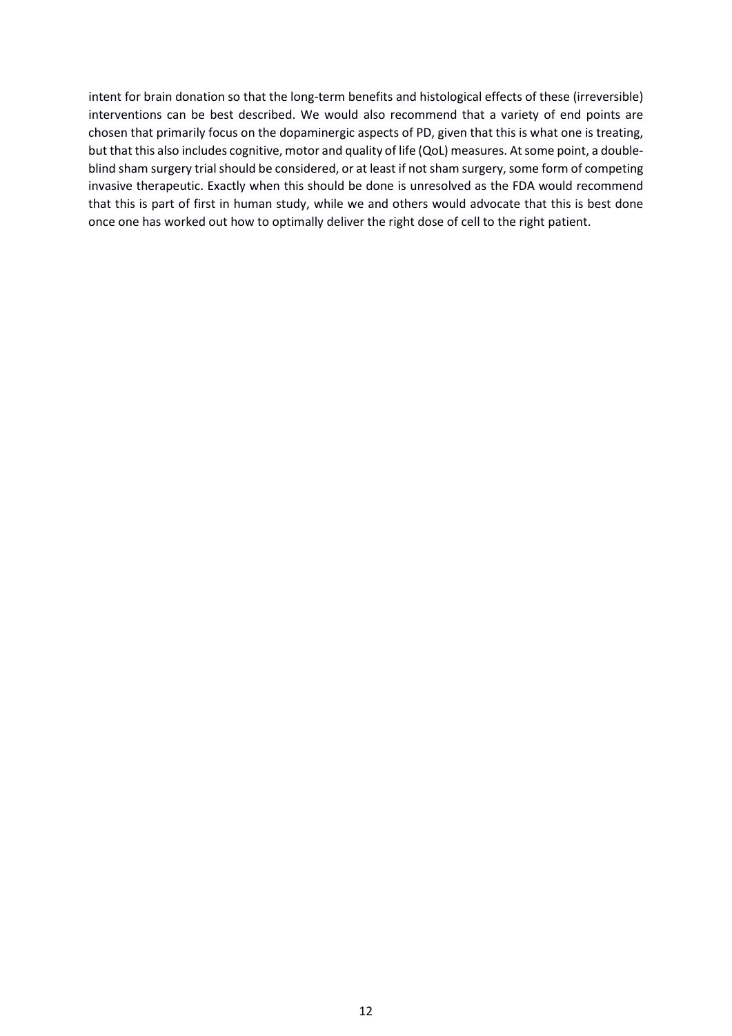intent for brain donation so that the long-term benefits and histological effects of these (irreversible) interventions can be best described. We would also recommend that a variety of end points are chosen that primarily focus on the dopaminergic aspects of PD, given that this is what one is treating, but that this also includes cognitive, motor and quality of life (QoL) measures. At some point, a double-blind sham surgery trial should be considered, or at least if not sham surgery, some form of competing invasive therapeutic. Exactly when this should be done is unresolved as the FDA would recommend that this is part of first in human study, while we and others would advocate that this is best done once one has worked out how to optimally deliver the right dose of cell to the right patient.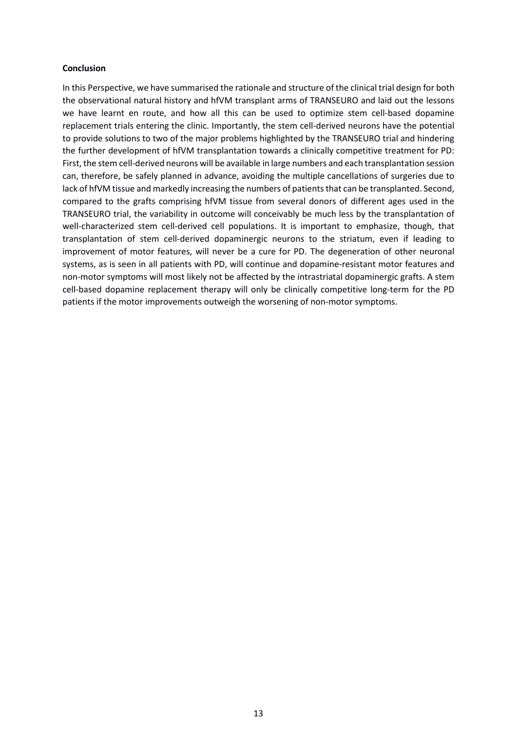**Conclusion**

In this Perspective, we have summarised the rationale and structure of the clinical trial design for both the observational natural history and hfVM transplant arms of TRANSEURO and laid out the lessons we have learnt en route, and how all this can be used to optimize stem cell-based dopamine replacement trials entering the clinic. Importantly, the stem cell-derived neurons have the potential to provide solutions to two of the major problems highlighted by the TRANSEURO trial and hindering the further development of hfVM transplantation towards a clinically competitive treatment for PD: First, the stem cell-derived neurons will be available in large numbers and each transplantation session can, therefore, be safely planned in advance, avoiding the multiple cancellations of surgeries due to lack of hfVM tissue and markedly increasing the numbers of patients that can be transplanted. Second, compared to the grafts comprising hfVM tissue from several donors of different ages used in the TRANSEURO trial, the variability in outcome will conceivably be much less by the transplantation of well-characterized stem cell-derived cell populations. It is important to emphasize, though, that transplantation of stem cell-derived dopaminergic neurons to the striatum, even if leading to improvement of motor features, will never be a cure for PD. The degeneration of other neuronal systems, as is seen in all patients with PD, will continue and dopamine-resistant motor features and non-motor symptoms will most likely not be affected by the intrastriatal dopaminergic grafts. A stem cell-based dopamine replacement therapy will only be clinically competitive long-term for the PD patients if the motor improvements outweigh the worsening of non-motor symptoms.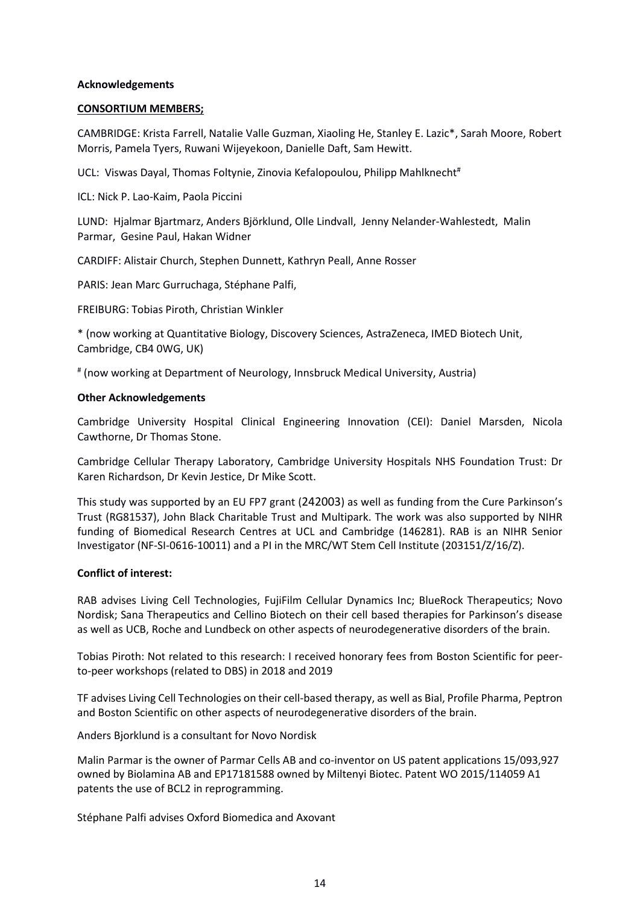**Acknowledgements**

**CONSORTIUM MEMBERS;**

CAMBRIDGE: Krista Farrell, Natalie Valle Guzman, Xiaoling He, Stanley E. Lazic*, Sarah Moore, Robert Morris, Pamela Tyers, Ruwani Wijeyekoon, Danielle Daft, Sam Hewitt.

UCL: Viswas Dayal, Thomas Foltynie, Zinovia Kefalopoulou, Philipp Mahlknecht[#]

ICL: Nick P. Lao-Kaim, Paola Piccini

LUND: Hjalmar Bjartmarz, Anders Björklund, Olle Lindvall, Jenny Nelander-Wahlestedt, Malin Parmar, Gesine Paul, Hakan Widner

CARDIFF: Alistair Church, Stephen Dunnett, Kathryn Peall, Anne Rosser

PARIS: Jean Marc Gurruchaga, Stéphane Palfi,

FREIBURG: Tobias Piroth, Christian Winkler

* (now working at Quantitative Biology, Discovery Sciences, AstraZeneca, IMED Biotech Unit, Cambridge, CB4 0WG, UK)

[#] (now working at Department of Neurology, Innsbruck Medical University, Austria)

**Other Acknowledgements**

Cambridge University Hospital Clinical Engineering Innovation (CEI): Daniel Marsden, Nicola Cawthorne, Dr Thomas Stone.

Cambridge Cellular Therapy Laboratory, Cambridge University Hospitals NHS Foundation Trust: Dr Karen Richardson, Dr Kevin Jestice, Dr Mike Scott.

This study was supported by an EU FP7 grant (242003) as well as funding from the Cure Parkinson's Trust (RG81537), John Black Charitable Trust and Multipark. The work was also supported by NIHR funding of Biomedical Research Centres at UCL and Cambridge (146281). RAB is an NIHR Senior Investigator (NF-SI-0616-10011) and a PI in the MRC/WT Stem Cell Institute (203151/Z/16/Z).

**Conflict of interest:**

RAB advises Living Cell Technologies, FujiFilm Cellular Dynamics Inc; BlueRock Therapeutics; Novo Nordisk; Sana Therapeutics and Cellino Biotech on their cell based therapies for Parkinson's disease as well as UCB, Roche and Lundbeck on other aspects of neurodegenerative disorders of the brain.

Tobias Piroth: Not related to this research: I received honorary fees from Boston Scientific for peer-to-peer workshops (related to DBS) in 2018 and 2019

TF advises Living Cell Technologies on their cell-based therapy, as well as Bial, Profile Pharma, Peptron and Boston Scientific on other aspects of neurodegenerative disorders of the brain.

Anders Bjorklund is a consultant for Novo Nordisk

Malin Parmar is the owner of Parmar Cells AB and co-inventor on US patent applications 15/093,927 owned by Biolamina AB and EP17181588 owned by Miltenyi Biotec. Patent WO 2015/114059 A1 patents the use of BCL2 in reprogramming.

Stéphane Palfi advises Oxford Biomedica and Axovant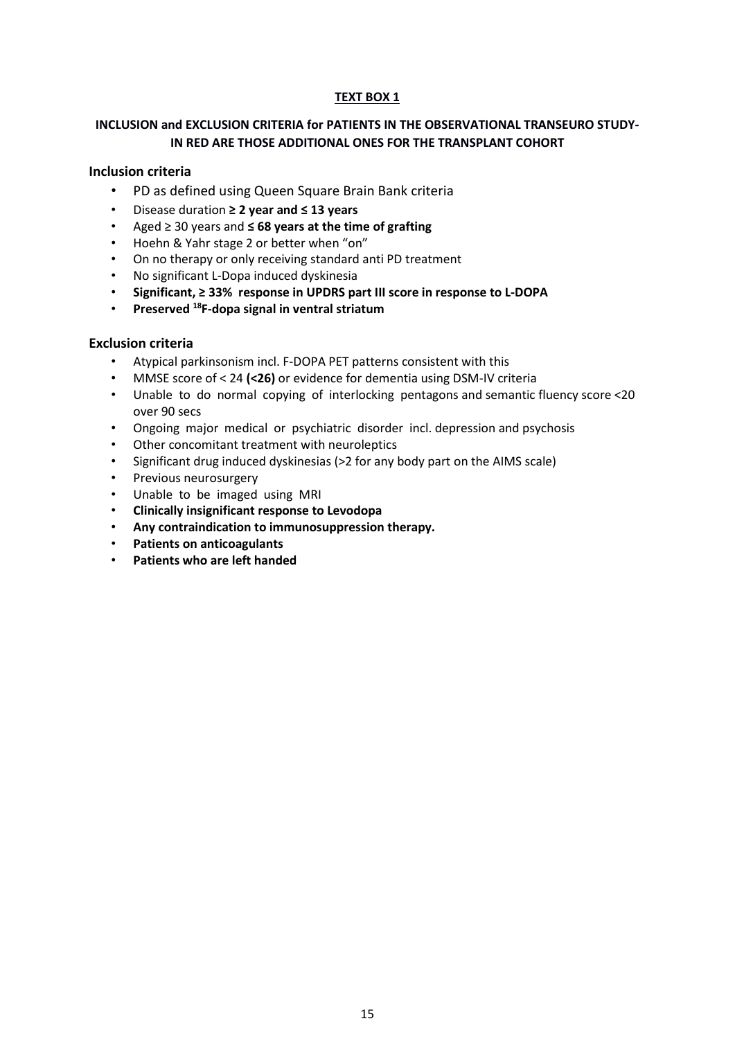**TEXT BOX 1**

**INCLUSION and EXCLUSION CRITERIA for PATIENTS IN THE OBSERVATIONAL TRANSEURO STUDY- IN RED ARE THOSE ADDITIONAL ONES FOR THE TRANSPLANT COHORT**

### Inclusion criteria

- PD as defined using Queen Square Brain Bank criteria
- Disease duration **≥ 2 year and ≤ 13 years**
- Aged ≥ 30 years and **≤ 68 years at the time of grafting**
- Hoehn & Yahr stage 2 or better when "on"
- On no therapy or only receiving standard anti PD treatment
- No significant L-Dopa induced dyskinesia
- **Significant, ≥ 33% response in UPDRS part III score in response to L-DOPA**
- **Preserved $^{18}$F-dopa signal in ventral striatum**

### Exclusion criteria

- Atypical parkinsonism incl. F-DOPA PET patterns consistent with this
- MMSE score of < 24 **(<26)** or evidence for dementia using DSM-IV criteria
- Unable to do normal copying of interlocking pentagons and semantic fluency score <20 over 90 secs
- Ongoing major medical or psychiatric disorder incl. depression and psychosis
- Other concomitant treatment with neuroleptics
- Significant drug induced dyskinesias (>2 for any body part on the AIMS scale)
- Previous neurosurgery
- Unable to be imaged using MRI
- **Clinically insignificant response to Levodopa**
- **Any contraindication to immunosuppression therapy.**
- **Patients on anticoagulants**
- **Patients who are left handed**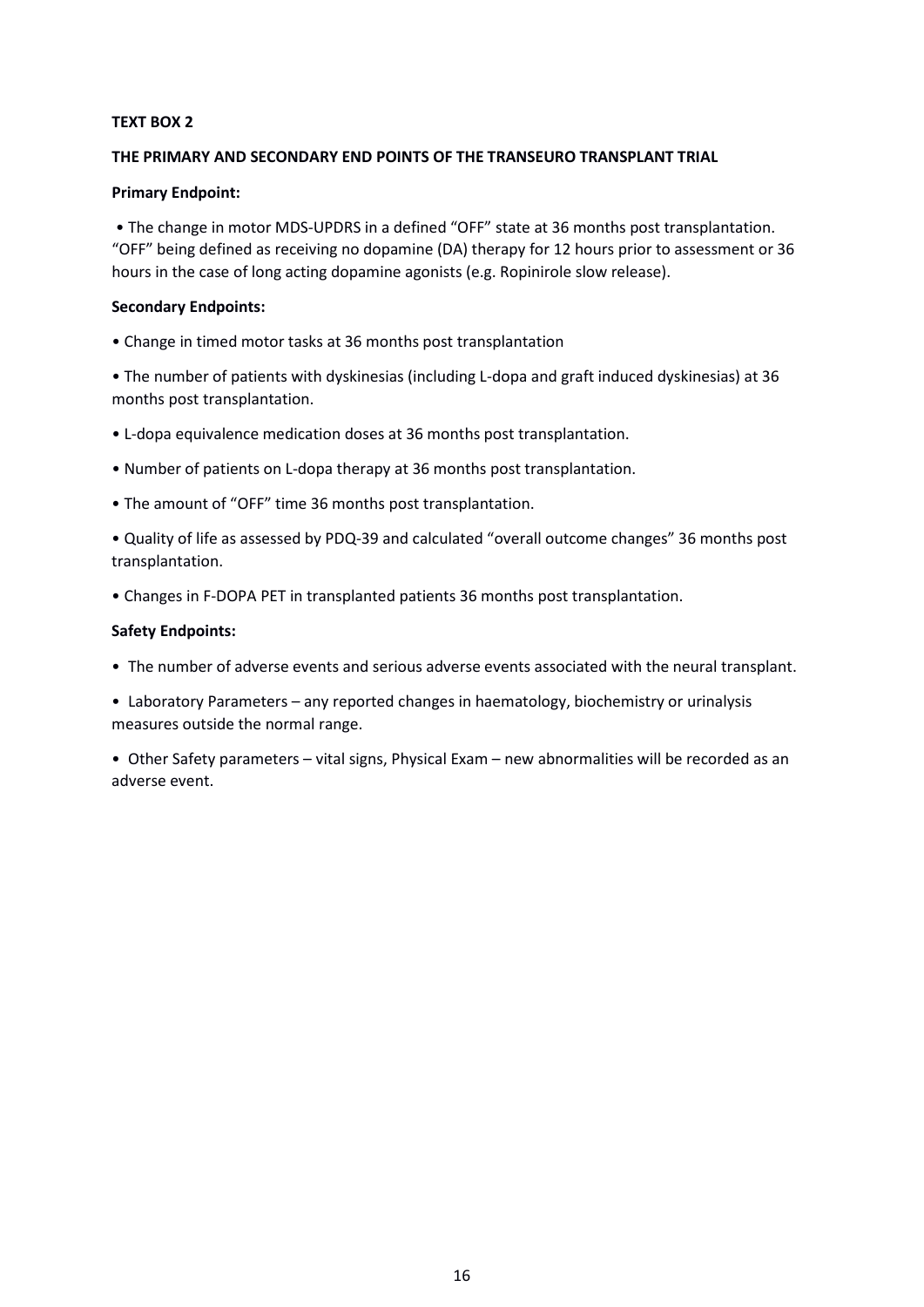**TEXT BOX 2**

**THE PRIMARY AND SECONDARY END POINTS OF THE TRANSEURO TRANSPLANT TRIAL**

**Primary Endpoint:**

• The change in motor MDS-UPDRS in a defined "OFF" state at 36 months post transplantation. "OFF" being defined as receiving no dopamine (DA) therapy for 12 hours prior to assessment or 36 hours in the case of long acting dopamine agonists (e.g. Ropinirole slow release).

**Secondary Endpoints:**

• Change in timed motor tasks at 36 months post transplantation

• The number of patients with dyskinesias (including L-dopa and graft induced dyskinesias) at 36 months post transplantation.

• L-dopa equivalence medication doses at 36 months post transplantation.

• Number of patients on L-dopa therapy at 36 months post transplantation.

• The amount of "OFF" time 36 months post transplantation.

• Quality of life as assessed by PDQ-39 and calculated "overall outcome changes" 36 months post transplantation.

• Changes in F-DOPA PET in transplanted patients 36 months post transplantation.

**Safety Endpoints:**

• The number of adverse events and serious adverse events associated with the neural transplant.

• Laboratory Parameters – any reported changes in haematology, biochemistry or urinalysis measures outside the normal range.

• Other Safety parameters – vital signs, Physical Exam – new abnormalities will be recorded as an adverse event.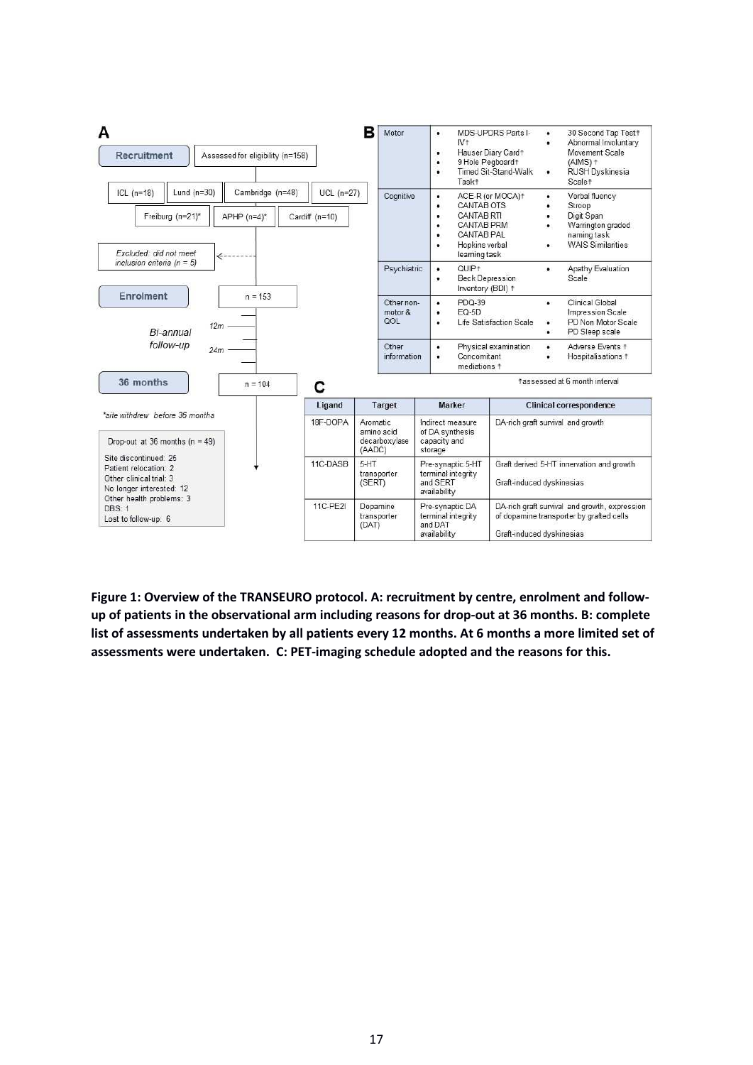**A**

Recruitment — Assessed for eligibility (n=158)

ICL (n=18) | Lund (n=30) | Cambridge (n=48) | UCL (n=27)

Freiburg (n=21)* | APHP (n=4)* | Cardiff (n=10)

*Excluded: did not meet inclusion criteria (n = 5)*

Enrolment — n = 153

*Bi-annual follow-up* — 12m, 24m

36 months — n = 104

*\*site withdrew before 36 months*

Drop-out at 36 months (n = 49)

- Site discontinued: 25
- Patient relocation: 2
- Other clinical trial: 3
- No longer interested: 12
- Other health problems: 3
- DBS: 1
- Lost to follow-up: 6

**B**

| Domain | Assessments | |
|---|---|---|
| Motor | • MDS-UPDRS Parts I-IV† <br> • Hauser Diary Card† <br> • 9 Hole Pegboard† <br> • Timed Sit-Stand-Walk Task† | • 30 Second Tap Test† <br> • Abnormal Involuntary Movement Scale (AIMS)† <br> • RUSH Dyskinesia Scale† |
| Cognitive | • ACE-R (or MOCA)† <br> • CANTAB OTS <br> • CANTAB RTI <br> • CANTAB PRM <br> • CANTAB PAL <br> • Hopkins verbal learning task | • Verbal fluency <br> • Stroop <br> • Digit Span <br> • Warrington graded naming task <br> • WAIS Similarities |
| Psychiatric | • QUIP† <br> • Beck Depression Inventory (BDI)† | • Apathy Evaluation Scale |
| Other non-motor & QOL | • PDQ-39 <br> • EQ-5D <br> • Life Satisfaction Scale | • Clinical Global Impression Scale <br> • PD Non Motor Scale <br> • PD Sleep scale |
| Other information | • Physical examination <br> • Concomitant mediations† | • Adverse Events† <br> • Hospitalisations† |

†assessed at 6 month interval

**C**

| Ligand | Target | Marker | Clinical correspondence |
|---|---|---|---|
| 18F-DOPA | Aromatic amino acid decarboxylase (AADC) | Indirect measure of DA synthesis capacity and storage | DA-rich graft survival and growth |
| 11C-DASB | 5-HT transporter (SERT) | Pre-synaptic 5-HT terminal integrity and SERT availability | Graft derived 5-HT innervation and growth <br> Graft-induced dyskinesias |
| 11C-PE2I | Dopamine transporter (DAT) | Pre-synaptic DA terminal integrity and DAT availability | DA-rich graft survival and growth, expression of dopamine transporter by grafted cells <br> Graft-induced dyskinesias |

**Figure 1: Overview of the TRANSEURO protocol. A: recruitment by centre, enrolment and follow-up of patients in the observational arm including reasons for drop-out at 36 months. B: complete list of assessments undertaken by all patients every 12 months. At 6 months a more limited set of assessments were undertaken. C: PET-imaging schedule adopted and the reasons for this.**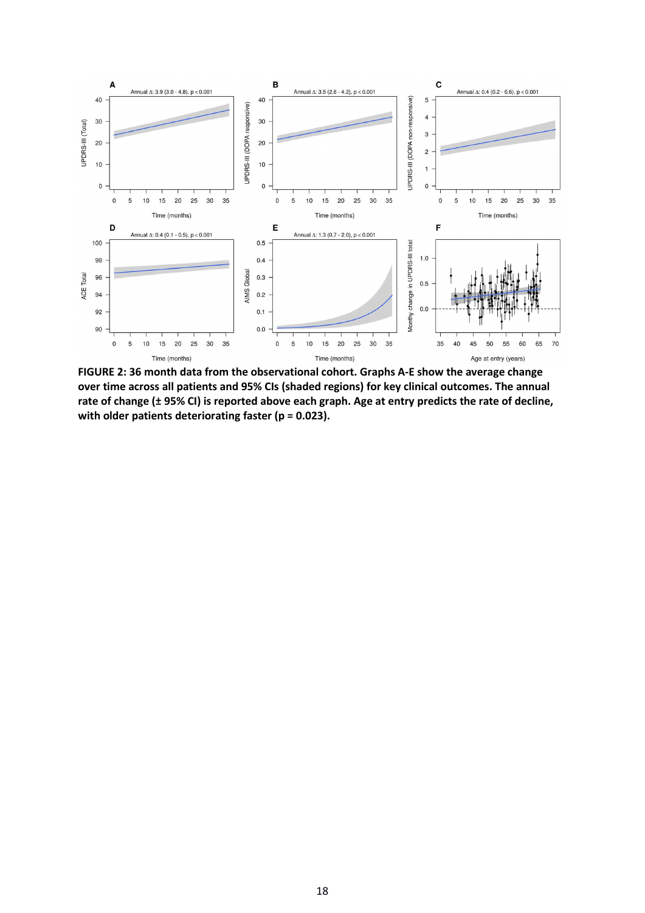**FIGURE 2: 36 month data from the observational cohort. Graphs A-E show the average change over time across all patients and 95% CIs (shaded regions) for key clinical outcomes. The annual rate of change (± 95% CI) is reported above each graph. Age at entry predicts the rate of decline, with older patients deteriorating faster (p = 0.023).**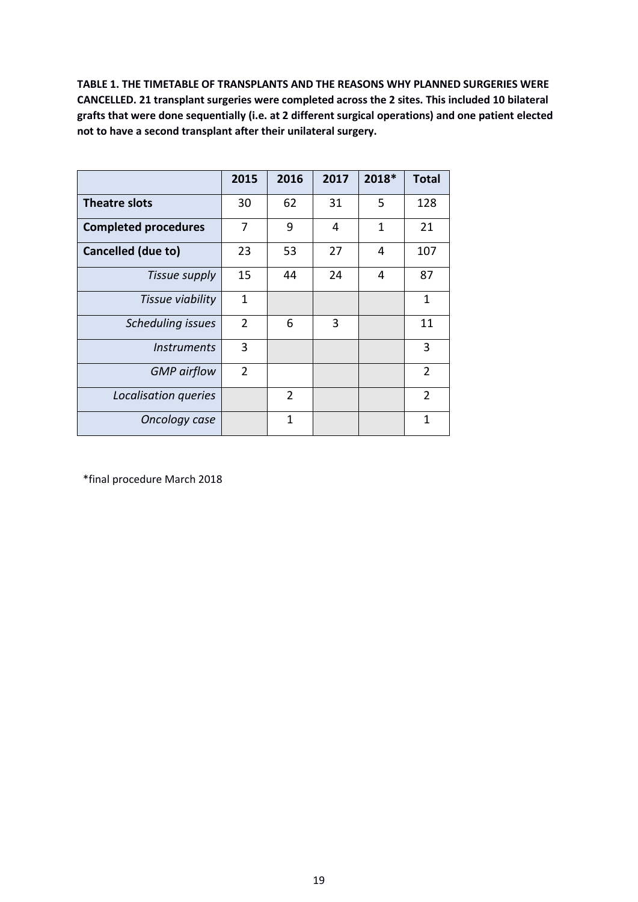**TABLE 1. THE TIMETABLE OF TRANSPLANTS AND THE REASONS WHY PLANNED SURGERIES WERE CANCELLED. 21 transplant surgeries were completed across the 2 sites. This included 10 bilateral grafts that were done sequentially (i.e. at 2 different surgical operations) and one patient elected not to have a second transplant after their unilateral surgery.**

| | 2015 | 2016 | 2017 | 2018* | Total |
|---|---|---|---|---|---|
| **Theatre slots** | 30 | 62 | 31 | 5 | 128 |
| **Completed procedures** | 7 | 9 | 4 | 1 | 21 |
| **Cancelled (due to)** | 23 | 53 | 27 | 4 | 107 |
| *Tissue supply* | 15 | 44 | 24 | 4 | 87 |
| *Tissue viability* | 1 | | | | 1 |
| *Scheduling issues* | 2 | 6 | 3 | | 11 |
| *Instruments* | 3 | | | | 3 |
| *GMP airflow* | 2 | | | | 2 |
| *Localisation queries* | | 2 | | | 2 |
| *Oncology case* | | 1 | | | 1 |

*final procedure March 2018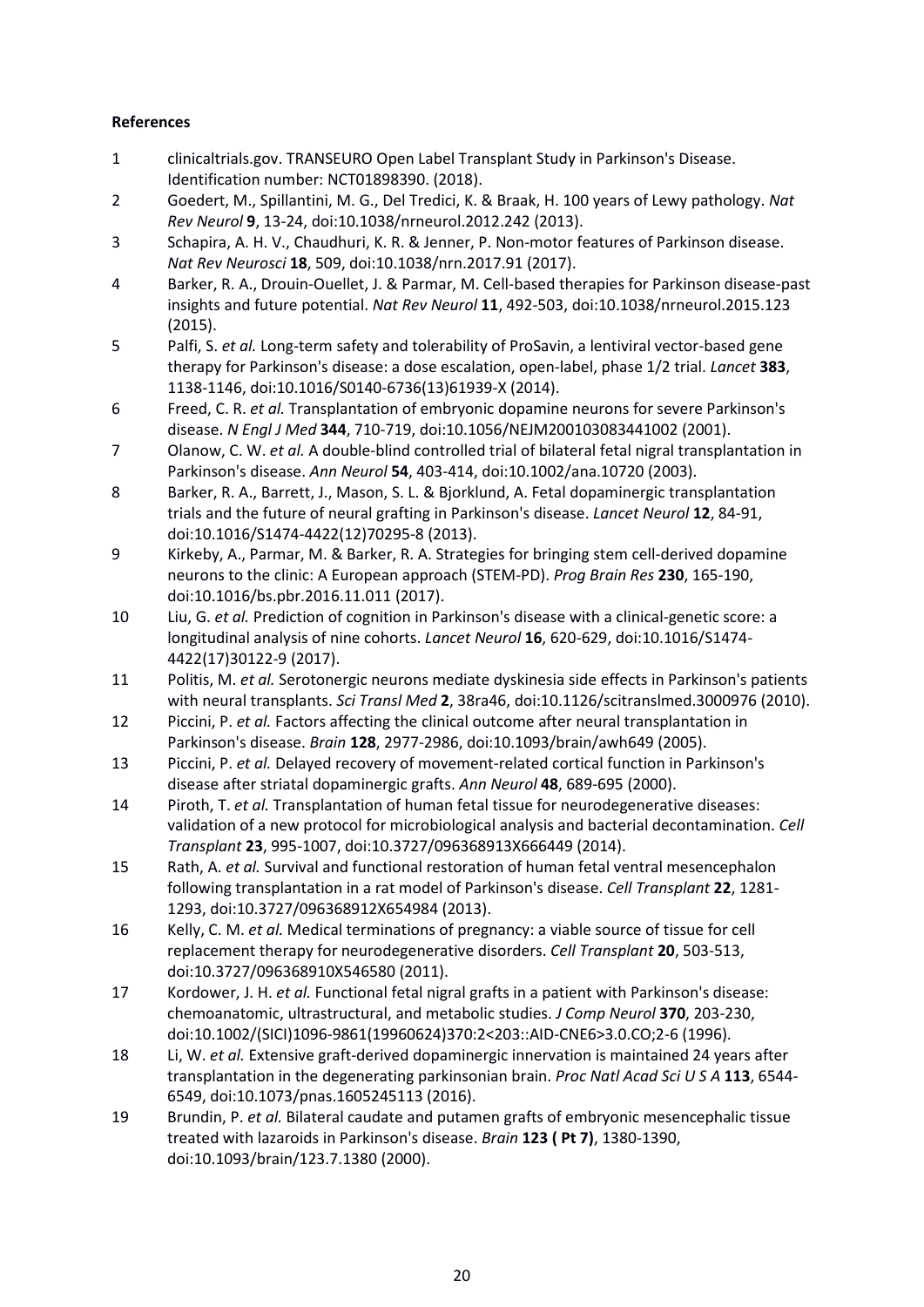**References**

1. clinicaltrials.gov. TRANSEURO Open Label Transplant Study in Parkinson's Disease. Identification number: NCT01898390. (2018).
2. Goedert, M., Spillantini, M. G., Del Tredici, K. & Braak, H. 100 years of Lewy pathology. *Nat Rev Neurol* **9**, 13-24, doi:10.1038/nrneurol.2012.242 (2013).
3. Schapira, A. H. V., Chaudhuri, K. R. & Jenner, P. Non-motor features of Parkinson disease. *Nat Rev Neurosci* **18**, 509, doi:10.1038/nrn.2017.91 (2017).
4. Barker, R. A., Drouin-Ouellet, J. & Parmar, M. Cell-based therapies for Parkinson disease-past insights and future potential. *Nat Rev Neurol* **11**, 492-503, doi:10.1038/nrneurol.2015.123 (2015).
5. Palfi, S. *et al.* Long-term safety and tolerability of ProSavin, a lentiviral vector-based gene therapy for Parkinson's disease: a dose escalation, open-label, phase 1/2 trial. *Lancet* **383**, 1138-1146, doi:10.1016/S0140-6736(13)61939-X (2014).
6. Freed, C. R. *et al.* Transplantation of embryonic dopamine neurons for severe Parkinson's disease. *N Engl J Med* **344**, 710-719, doi:10.1056/NEJM200103083441002 (2001).
7. Olanow, C. W. *et al.* A double-blind controlled trial of bilateral fetal nigral transplantation in Parkinson's disease. *Ann Neurol* **54**, 403-414, doi:10.1002/ana.10720 (2003).
8. Barker, R. A., Barrett, J., Mason, S. L. & Bjorklund, A. Fetal dopaminergic transplantation trials and the future of neural grafting in Parkinson's disease. *Lancet Neurol* **12**, 84-91, doi:10.1016/S1474-4422(12)70295-8 (2013).
9. Kirkeby, A., Parmar, M. & Barker, R. A. Strategies for bringing stem cell-derived dopamine neurons to the clinic: A European approach (STEM-PD). *Prog Brain Res* **230**, 165-190, doi:10.1016/bs.pbr.2016.11.011 (2017).
10. Liu, G. *et al.* Prediction of cognition in Parkinson's disease with a clinical-genetic score: a longitudinal analysis of nine cohorts. *Lancet Neurol* **16**, 620-629, doi:10.1016/S1474-4422(17)30122-9 (2017).
11. Politis, M. *et al.* Serotonergic neurons mediate dyskinesia side effects in Parkinson's patients with neural transplants. *Sci Transl Med* **2**, 38ra46, doi:10.1126/scitranslmed.3000976 (2010).
12. Piccini, P. *et al.* Factors affecting the clinical outcome after neural transplantation in Parkinson's disease. *Brain* **128**, 2977-2986, doi:10.1093/brain/awh649 (2005).
13. Piccini, P. *et al.* Delayed recovery of movement-related cortical function in Parkinson's disease after striatal dopaminergic grafts. *Ann Neurol* **48**, 689-695 (2000).
14. Piroth, T. *et al.* Transplantation of human fetal tissue for neurodegenerative diseases: validation of a new protocol for microbiological analysis and bacterial decontamination. *Cell Transplant* **23**, 995-1007, doi:10.3727/096368913X666449 (2014).
15. Rath, A. *et al.* Survival and functional restoration of human fetal ventral mesencephalon following transplantation in a rat model of Parkinson's disease. *Cell Transplant* **22**, 1281-1293, doi:10.3727/096368912X654984 (2013).
16. Kelly, C. M. *et al.* Medical terminations of pregnancy: a viable source of tissue for cell replacement therapy for neurodegenerative disorders. *Cell Transplant* **20**, 503-513, doi:10.3727/096368910X546580 (2011).
17. Kordower, J. H. *et al.* Functional fetal nigral grafts in a patient with Parkinson's disease: chemoanatomic, ultrastructural, and metabolic studies. *J Comp Neurol* **370**, 203-230, doi:10.1002/(SICI)1096-9861(19960624)370:2<203::AID-CNE6>3.0.CO;2-6 (1996).
18. Li, W. *et al.* Extensive graft-derived dopaminergic innervation is maintained 24 years after transplantation in the degenerating parkinsonian brain. *Proc Natl Acad Sci U S A* **113**, 6544-6549, doi:10.1073/pnas.1605245113 (2016).
19. Brundin, P. *et al.* Bilateral caudate and putamen grafts of embryonic mesencephalic tissue treated with lazaroids in Parkinson's disease. *Brain* **123 ( Pt 7)**, 1380-1390, doi:10.1093/brain/123.7.1380 (2000).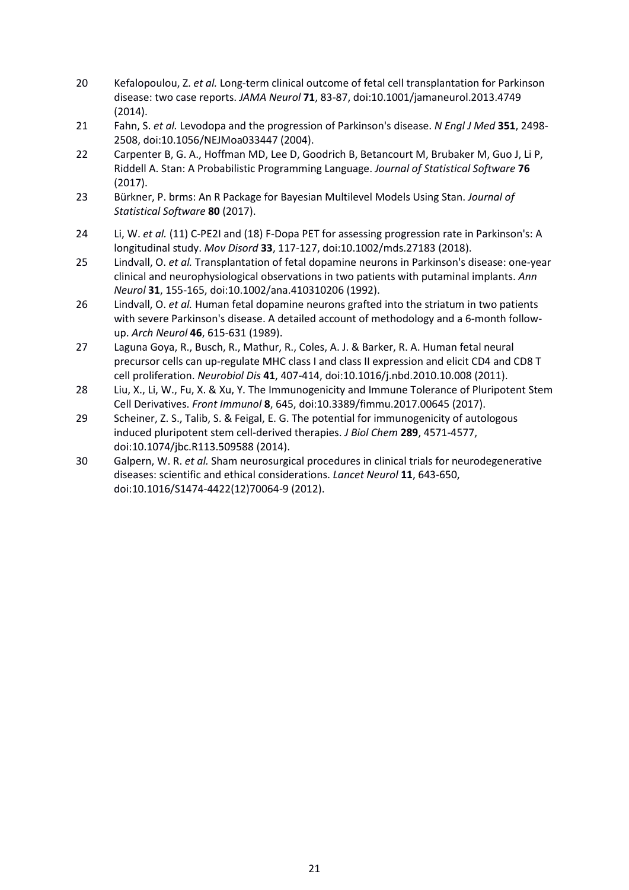20 Kefalopoulou, Z. *et al.* Long-term clinical outcome of fetal cell transplantation for Parkinson disease: two case reports. *JAMA Neurol* **71**, 83-87, doi:10.1001/jamaneurol.2013.4749 (2014).

21 Fahn, S. *et al.* Levodopa and the progression of Parkinson's disease. *N Engl J Med* **351**, 2498-2508, doi:10.1056/NEJMoa033447 (2004).

22 Carpenter B, G. A., Hoffman MD, Lee D, Goodrich B, Betancourt M, Brubaker M, Guo J, Li P, Riddell A. Stan: A Probabilistic Programming Language. *Journal of Statistical Software* **76** (2017).

23 Bürkner, P. brms: An R Package for Bayesian Multilevel Models Using Stan. *Journal of Statistical Software* **80** (2017).

24 Li, W. *et al.* (11) C-PE2I and (18) F-Dopa PET for assessing progression rate in Parkinson's: A longitudinal study. *Mov Disord* **33**, 117-127, doi:10.1002/mds.27183 (2018).

25 Lindvall, O. *et al.* Transplantation of fetal dopamine neurons in Parkinson's disease: one-year clinical and neurophysiological observations in two patients with putaminal implants. *Ann Neurol* **31**, 155-165, doi:10.1002/ana.410310206 (1992).

26 Lindvall, O. *et al.* Human fetal dopamine neurons grafted into the striatum in two patients with severe Parkinson's disease. A detailed account of methodology and a 6-month follow-up. *Arch Neurol* **46**, 615-631 (1989).

27 Laguna Goya, R., Busch, R., Mathur, R., Coles, A. J. & Barker, R. A. Human fetal neural precursor cells can up-regulate MHC class I and class II expression and elicit CD4 and CD8 T cell proliferation. *Neurobiol Dis* **41**, 407-414, doi:10.1016/j.nbd.2010.10.008 (2011).

28 Liu, X., Li, W., Fu, X. & Xu, Y. The Immunogenicity and Immune Tolerance of Pluripotent Stem Cell Derivatives. *Front Immunol* **8**, 645, doi:10.3389/fimmu.2017.00645 (2017).

29 Scheiner, Z. S., Talib, S. & Feigal, E. G. The potential for immunogenicity of autologous induced pluripotent stem cell-derived therapies. *J Biol Chem* **289**, 4571-4577, doi:10.1074/jbc.R113.509588 (2014).

30 Galpern, W. R. *et al.* Sham neurosurgical procedures in clinical trials for neurodegenerative diseases: scientific and ethical considerations. *Lancet Neurol* **11**, 643-650, doi:10.1016/S1474-4422(12)70064-9 (2012).